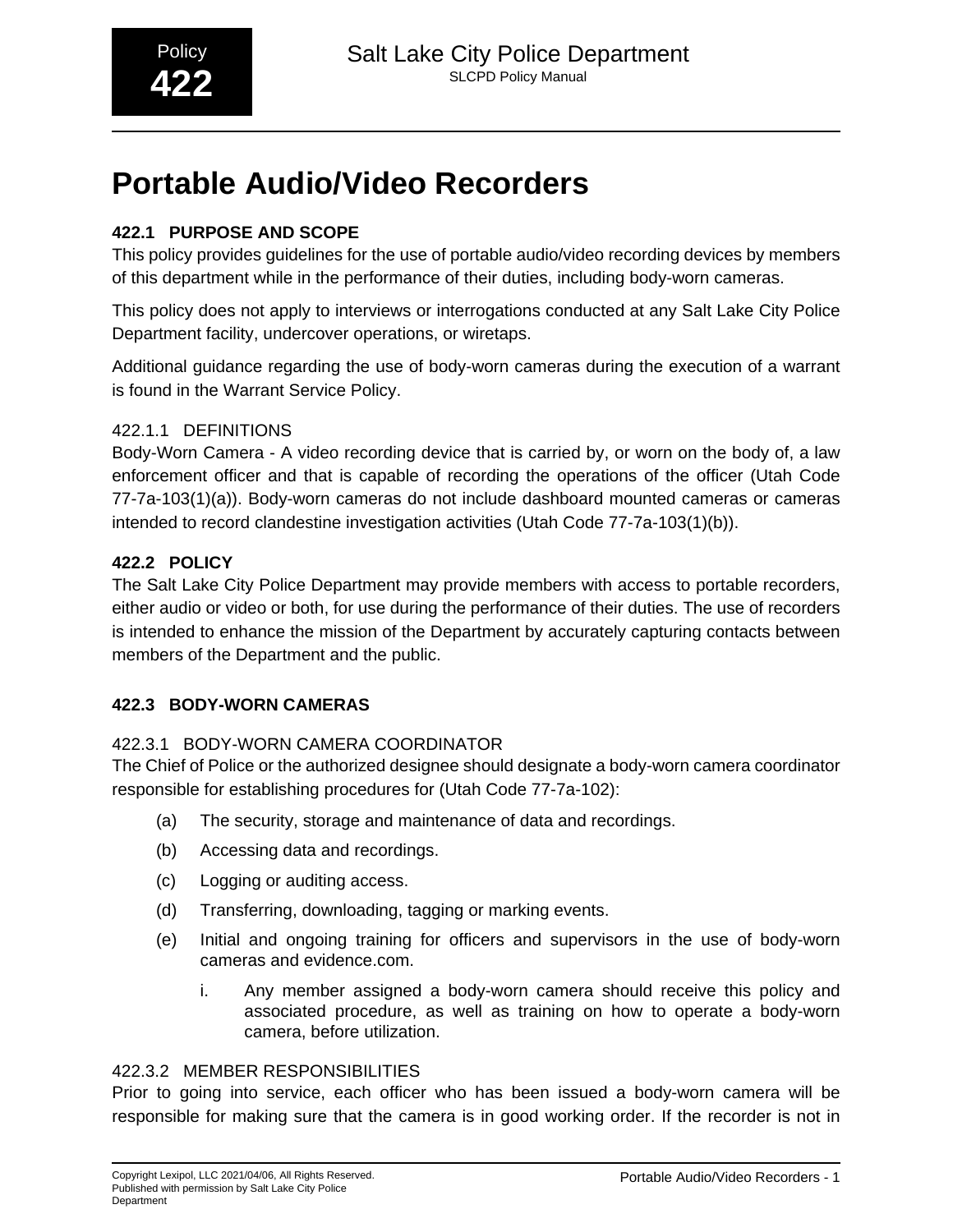# Portable Audio/Video Recorders

## 422.1 PURPOSE AND SCOPE

This policy provides guidelines for the use of portable audio/video recording devices by members of this department while in the performance of their duties, including body-worn cameras.

This policy does not apply to interviews or interrogations conducted at any Salt Lake City Police Department facility, undercover operations, or wiretaps.

Additional guidance regarding the use of body-worn cameras during the execution of a warrant is found in the Warrant Service Policy.

### 422.1.1 DEFINITIONS

Body-Worn Camera - A video recording device that is carried by, or worn on the body of, a law enforcement officer and that is capable of recording the operations of the officer (Utah Code 77-7a-103(1)(a)). Body-worn cameras do not include dashboard mounted cameras or cameras intended to record clandestine investigation activities (Utah Code 77-7a-103(1)(b)).

## 422.2 POLICY

The Salt Lake City Police Department may provide members with access to portable recorders, either audio or video or both, for use during the performance of their duties. The use of recorders is intended to enhance the mission of the Department by accurately capturing contacts between members of the Department and the public.

## 422.3 BODY-WORN CAMERAS

### 422.3.1 BODY-WORN CAMERA COORDINATOR

The Chief of Police or the authorized designee should designate a body-worn camera coordinator responsible for establishing procedures for (Utah Code 77-7a-102):

(a) The security, storage and maintenance of data and recordings.

(b) Accessing data and recordings.

(c) Logging or auditing access.

(d) Transferring, downloading, tagging or marking events.

(e) Initial and ongoing training for officers and supervisors in the use of body-worn cameras and evidence.com.

   i. Any member assigned a body-worn camera should receive this policy and associated procedure, as well as training on how to operate a body-worn camera, before utilization.

### 422.3.2 MEMBER RESPONSIBILITIES

Prior to going into service, each officer who has been issued a body-worn camera will be responsible for making sure that the camera is in good working order. If the recorder is not in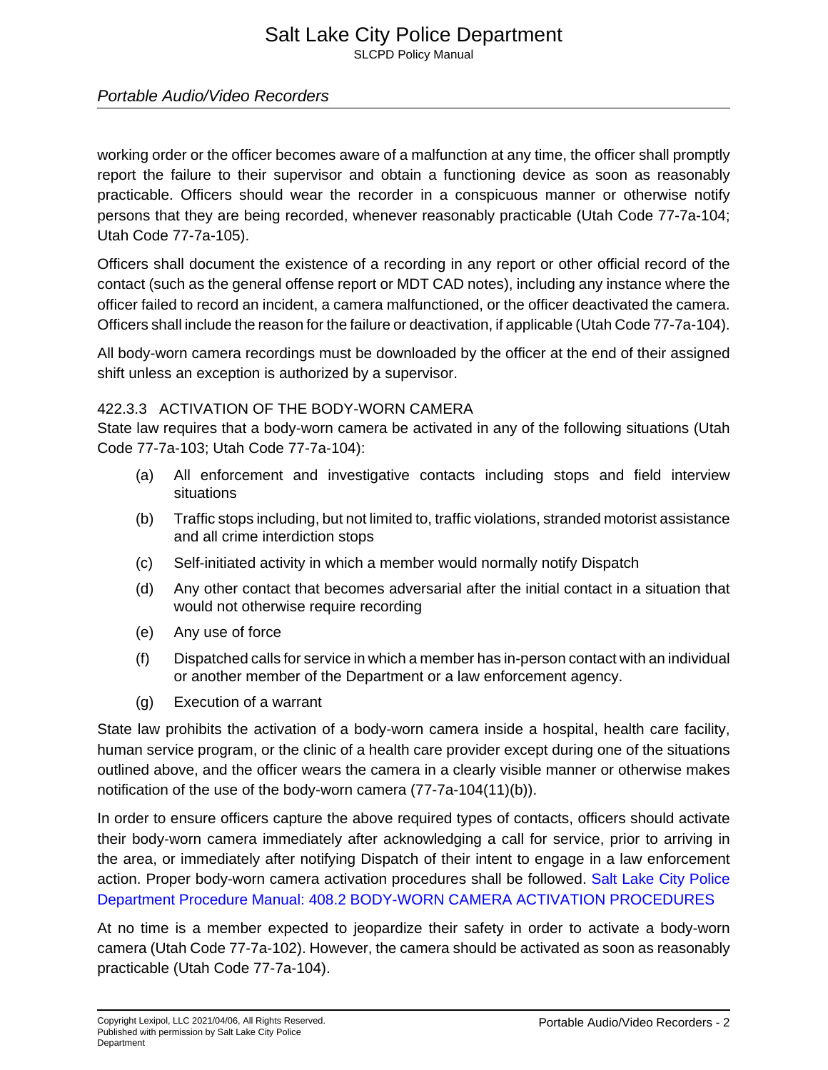working order or the officer becomes aware of a malfunction at any time, the officer shall promptly report the failure to their supervisor and obtain a functioning device as soon as reasonably practicable. Officers should wear the recorder in a conspicuous manner or otherwise notify persons that they are being recorded, whenever reasonably practicable (Utah Code 77-7a-104; Utah Code 77-7a-105).

Officers shall document the existence of a recording in any report or other official record of the contact (such as the general offense report or MDT CAD notes), including any instance where the officer failed to record an incident, a camera malfunctioned, or the officer deactivated the camera. Officers shall include the reason for the failure or deactivation, if applicable (Utah Code 77-7a-104).

All body-worn camera recordings must be downloaded by the officer at the end of their assigned shift unless an exception is authorized by a supervisor.

### 422.3.3 ACTIVATION OF THE BODY-WORN CAMERA

State law requires that a body-worn camera be activated in any of the following situations (Utah Code 77-7a-103; Utah Code 77-7a-104):

(a) All enforcement and investigative contacts including stops and field interview situations

(b) Traffic stops including, but not limited to, traffic violations, stranded motorist assistance and all crime interdiction stops

(c) Self-initiated activity in which a member would normally notify Dispatch

(d) Any other contact that becomes adversarial after the initial contact in a situation that would not otherwise require recording

(e) Any use of force

(f) Dispatched calls for service in which a member has in-person contact with an individual or another member of the Department or a law enforcement agency.

(g) Execution of a warrant

State law prohibits the activation of a body-worn camera inside a hospital, health care facility, human service program, or the clinic of a health care provider except during one of the situations outlined above, and the officer wears the camera in a clearly visible manner or otherwise makes notification of the use of the body-worn camera (77-7a-104(11)(b)).

In order to ensure officers capture the above required types of contacts, officers should activate their body-worn camera immediately after acknowledging a call for service, prior to arriving in the area, or immediately after notifying Dispatch of their intent to engage in a law enforcement action. Proper body-worn camera activation procedures shall be followed. Salt Lake City Police Department Procedure Manual: 408.2 BODY-WORN CAMERA ACTIVATION PROCEDURES

At no time is a member expected to jeopardize their safety in order to activate a body-worn camera (Utah Code 77-7a-102). However, the camera should be activated as soon as reasonably practicable (Utah Code 77-7a-104).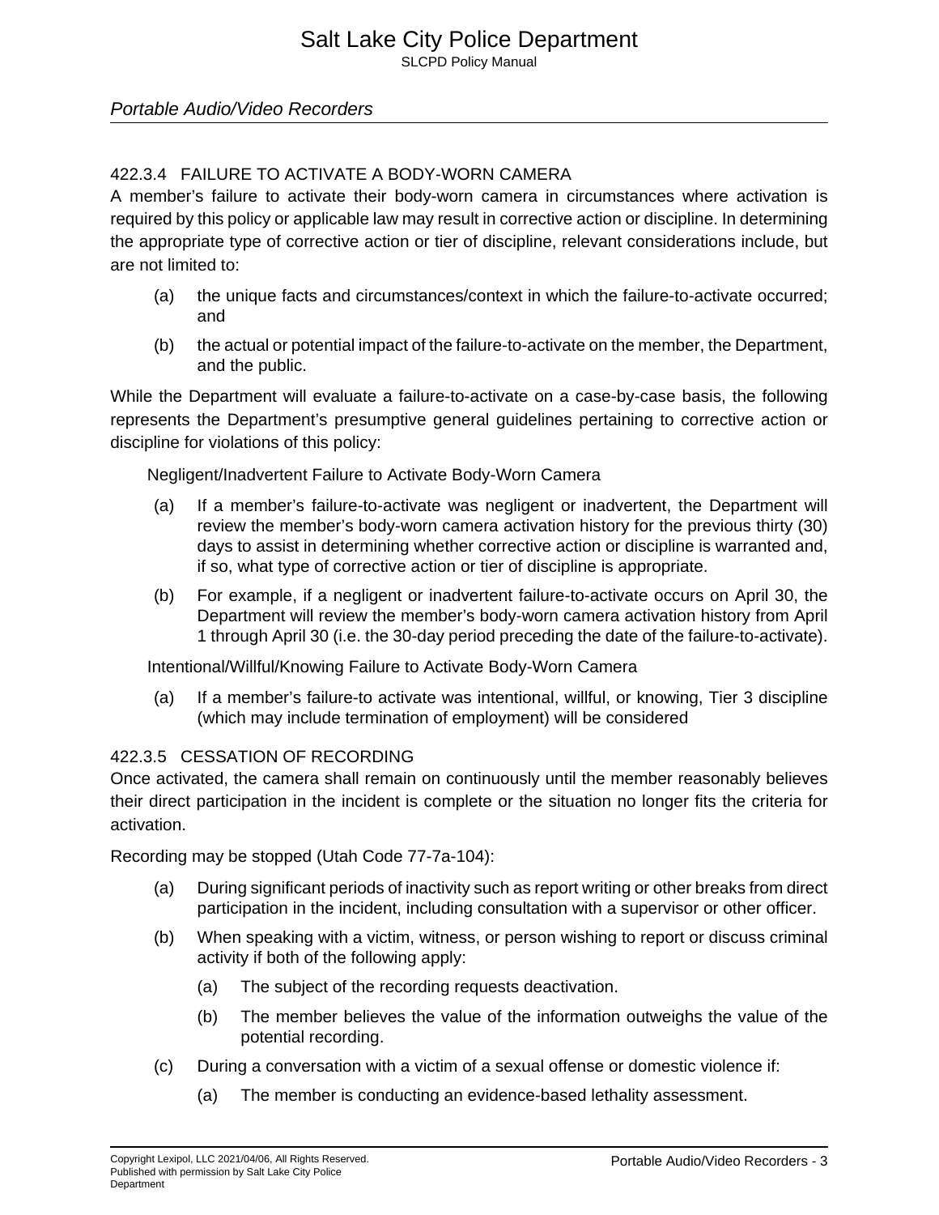#### 422.3.4 FAILURE TO ACTIVATE A BODY-WORN CAMERA

A member's failure to activate their body-worn camera in circumstances where activation is required by this policy or applicable law may result in corrective action or discipline. In determining the appropriate type of corrective action or tier of discipline, relevant considerations include, but are not limited to:

(a) the unique facts and circumstances/context in which the failure-to-activate occurred; and

(b) the actual or potential impact of the failure-to-activate on the member, the Department, and the public.

While the Department will evaluate a failure-to-activate on a case-by-case basis, the following represents the Department's presumptive general guidelines pertaining to corrective action or discipline for violations of this policy:

Negligent/Inadvertent Failure to Activate Body-Worn Camera

(a) If a member's failure-to-activate was negligent or inadvertent, the Department will review the member's body-worn camera activation history for the previous thirty (30) days to assist in determining whether corrective action or discipline is warranted and, if so, what type of corrective action or tier of discipline is appropriate.

(b) For example, if a negligent or inadvertent failure-to-activate occurs on April 30, the Department will review the member's body-worn camera activation history from April 1 through April 30 (i.e. the 30-day period preceding the date of the failure-to-activate).

Intentional/Willful/Knowing Failure to Activate Body-Worn Camera

(a) If a member's failure-to activate was intentional, willful, or knowing, Tier 3 discipline (which may include termination of employment) will be considered

#### 422.3.5 CESSATION OF RECORDING

Once activated, the camera shall remain on continuously until the member reasonably believes their direct participation in the incident is complete or the situation no longer fits the criteria for activation.

Recording may be stopped (Utah Code 77-7a-104):

(a) During significant periods of inactivity such as report writing or other breaks from direct participation in the incident, including consultation with a supervisor or other officer.

(b) When speaking with a victim, witness, or person wishing to report or discuss criminal activity if both of the following apply:

    (a) The subject of the recording requests deactivation.

    (b) The member believes the value of the information outweighs the value of the potential recording.

(c) During a conversation with a victim of a sexual offense or domestic violence if:

    (a) The member is conducting an evidence-based lethality assessment.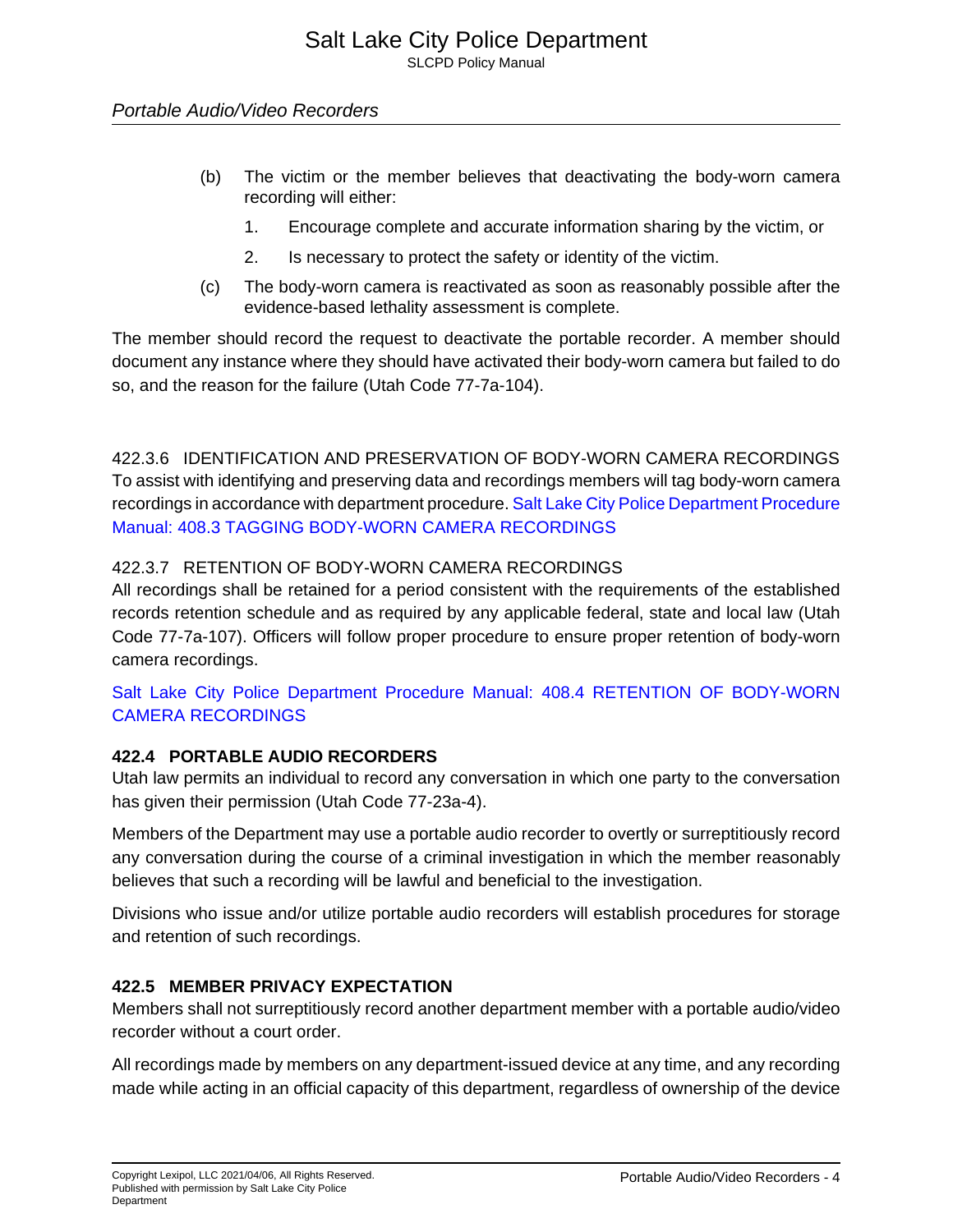(b) The victim or the member believes that deactivating the body-worn camera recording will either:

   1. Encourage complete and accurate information sharing by the victim, or

   2. Is necessary to protect the safety or identity of the victim.

(c) The body-worn camera is reactivated as soon as reasonably possible after the evidence-based lethality assessment is complete.

The member should record the request to deactivate the portable recorder. A member should document any instance where they should have activated their body-worn camera but failed to do so, and the reason for the failure (Utah Code 77-7a-104).

### 422.3.6 IDENTIFICATION AND PRESERVATION OF BODY-WORN CAMERA RECORDINGS

To assist with identifying and preserving data and recordings members will tag body-worn camera recordings in accordance with department procedure. Salt Lake City Police Department Procedure Manual: 408.3 TAGGING BODY-WORN CAMERA RECORDINGS

### 422.3.7 RETENTION OF BODY-WORN CAMERA RECORDINGS

All recordings shall be retained for a period consistent with the requirements of the established records retention schedule and as required by any applicable federal, state and local law (Utah Code 77-7a-107). Officers will follow proper procedure to ensure proper retention of body-worn camera recordings.

Salt Lake City Police Department Procedure Manual: 408.4 RETENTION OF BODY-WORN CAMERA RECORDINGS

## 422.4 PORTABLE AUDIO RECORDERS

Utah law permits an individual to record any conversation in which one party to the conversation has given their permission (Utah Code 77-23a-4).

Members of the Department may use a portable audio recorder to overtly or surreptitiously record any conversation during the course of a criminal investigation in which the member reasonably believes that such a recording will be lawful and beneficial to the investigation.

Divisions who issue and/or utilize portable audio recorders will establish procedures for storage and retention of such recordings.

## 422.5 MEMBER PRIVACY EXPECTATION

Members shall not surreptitiously record another department member with a portable audio/video recorder without a court order.

All recordings made by members on any department-issued device at any time, and any recording made while acting in an official capacity of this department, regardless of ownership of the device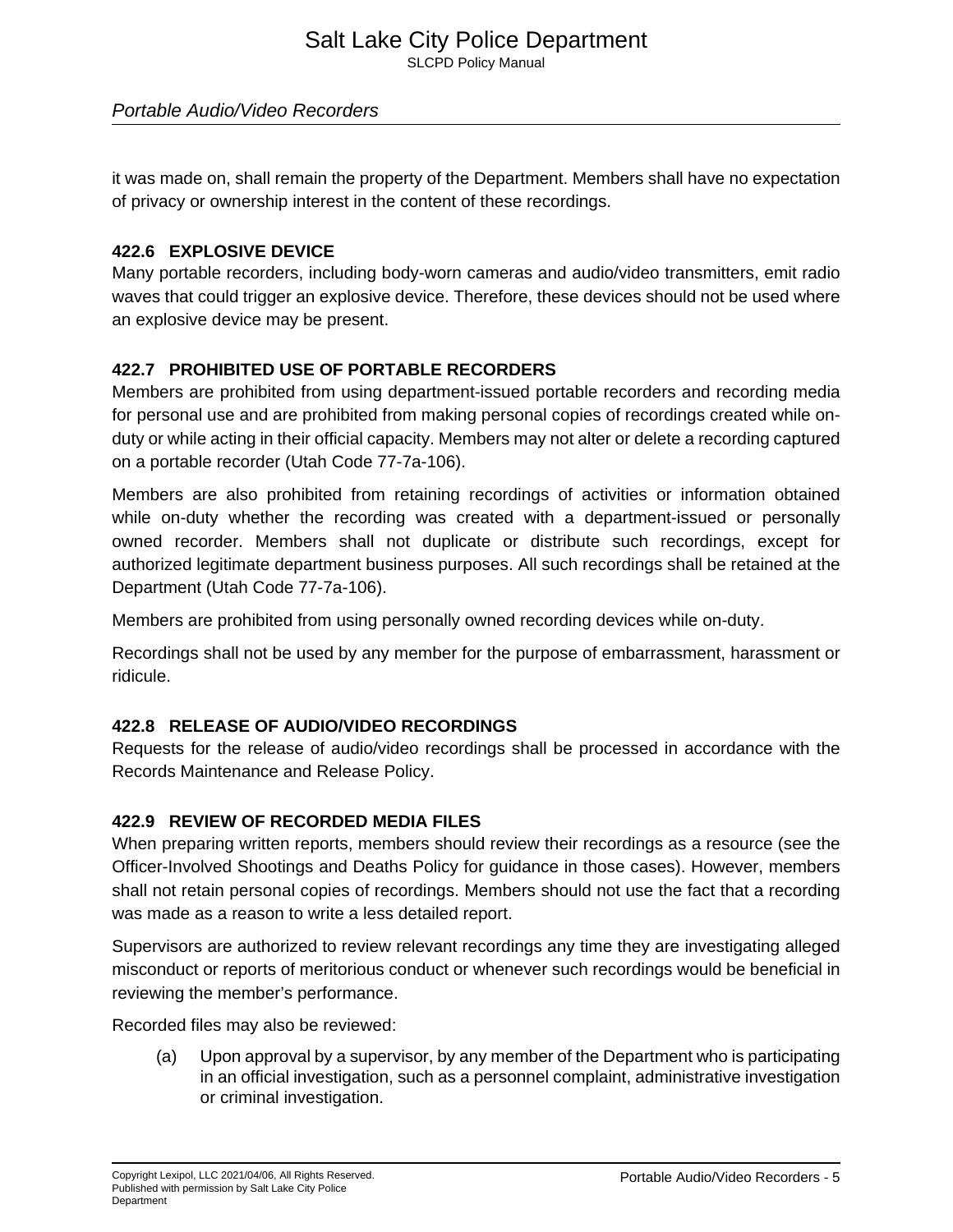it was made on, shall remain the property of the Department. Members shall have no expectation of privacy or ownership interest in the content of these recordings.

### 422.6 EXPLOSIVE DEVICE

Many portable recorders, including body-worn cameras and audio/video transmitters, emit radio waves that could trigger an explosive device. Therefore, these devices should not be used where an explosive device may be present.

### 422.7 PROHIBITED USE OF PORTABLE RECORDERS

Members are prohibited from using department-issued portable recorders and recording media for personal use and are prohibited from making personal copies of recordings created while on-duty or while acting in their official capacity. Members may not alter or delete a recording captured on a portable recorder (Utah Code 77-7a-106).

Members are also prohibited from retaining recordings of activities or information obtained while on-duty whether the recording was created with a department-issued or personally owned recorder. Members shall not duplicate or distribute such recordings, except for authorized legitimate department business purposes. All such recordings shall be retained at the Department (Utah Code 77-7a-106).

Members are prohibited from using personally owned recording devices while on-duty.

Recordings shall not be used by any member for the purpose of embarrassment, harassment or ridicule.

### 422.8 RELEASE OF AUDIO/VIDEO RECORDINGS

Requests for the release of audio/video recordings shall be processed in accordance with the Records Maintenance and Release Policy.

### 422.9 REVIEW OF RECORDED MEDIA FILES

When preparing written reports, members should review their recordings as a resource (see the Officer-Involved Shootings and Deaths Policy for guidance in those cases). However, members shall not retain personal copies of recordings. Members should not use the fact that a recording was made as a reason to write a less detailed report.

Supervisors are authorized to review relevant recordings any time they are investigating alleged misconduct or reports of meritorious conduct or whenever such recordings would be beneficial in reviewing the member's performance.

Recorded files may also be reviewed:

(a) Upon approval by a supervisor, by any member of the Department who is participating in an official investigation, such as a personnel complaint, administrative investigation or criminal investigation.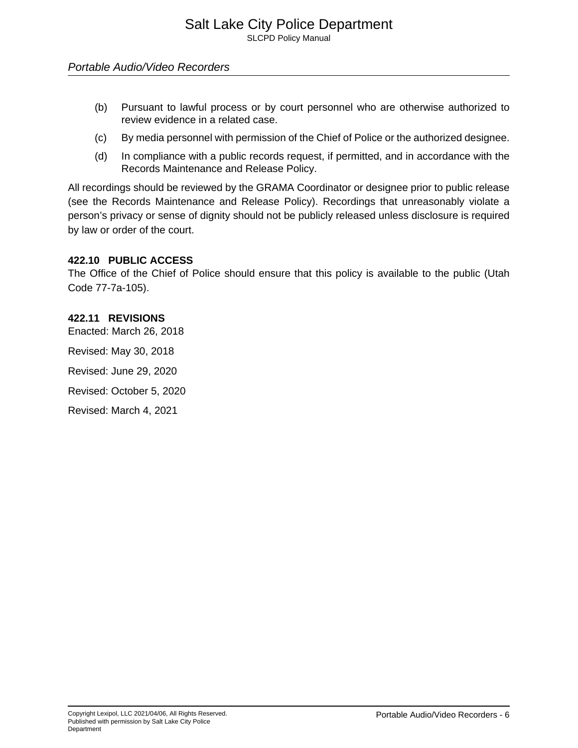(b) Pursuant to lawful process or by court personnel who are otherwise authorized to review evidence in a related case.

(c) By media personnel with permission of the Chief of Police or the authorized designee.

(d) In compliance with a public records request, if permitted, and in accordance with the Records Maintenance and Release Policy.

All recordings should be reviewed by the GRAMA Coordinator or designee prior to public release (see the Records Maintenance and Release Policy). Recordings that unreasonably violate a person's privacy or sense of dignity should not be publicly released unless disclosure is required by law or order of the court.

### 422.10 PUBLIC ACCESS

The Office of the Chief of Police should ensure that this policy is available to the public (Utah Code 77-7a-105).

### 422.11 REVISIONS

Enacted: March 26, 2018

Revised: May 30, 2018

Revised: June 29, 2020

Revised: October 5, 2020

Revised: March 4, 2021